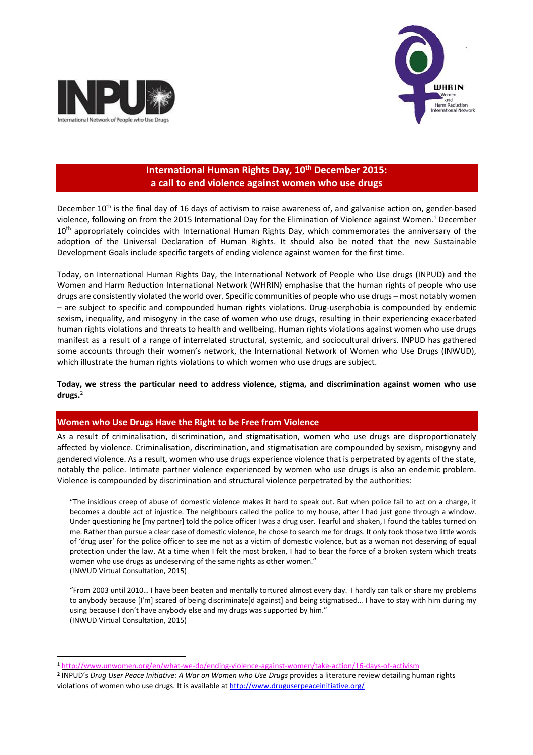# International Human Rights Day, 10th December 2015: a call to end violence against women who use drugs

December 10th is the final day of 16 days of activism to raise awareness of, and galvanise action on, gender-based violence, following on from the 2015 International Day for the Elimination of Violence against Women.[1] December 10th appropriately coincides with International Human Rights Day, which commemorates the anniversary of the adoption of the Universal Declaration of Human Rights. It should also be noted that the new Sustainable Development Goals include specific targets of ending violence against women for the first time.

Today, on International Human Rights Day, the International Network of People who Use drugs (INPUD) and the Women and Harm Reduction International Network (WHRIN) emphasise that the human rights of people who use drugs are consistently violated the world over. Specific communities of people who use drugs – most notably women – are subject to specific and compounded human rights violations. Drug-userphobia is compounded by endemic sexism, inequality, and misogyny in the case of women who use drugs, resulting in their experiencing exacerbated human rights violations and threats to health and wellbeing. Human rights violations against women who use drugs manifest as a result of a range of interrelated structural, systemic, and sociocultural drivers. INPUD has gathered some accounts through their women's network, the International Network of Women who Use Drugs (INWUD), which illustrate the human rights violations to which women who use drugs are subject.

**Today, we stress the particular need to address violence, stigma, and discrimination against women who use drugs.**[2]

## Women who Use Drugs Have the Right to be Free from Violence

As a result of criminalisation, discrimination, and stigmatisation, women who use drugs are disproportionately affected by violence. Criminalisation, discrimination, and stigmatisation are compounded by sexism, misogyny and gendered violence. As a result, women who use drugs experience violence that is perpetrated by agents of the state, notably the police. Intimate partner violence experienced by women who use drugs is also an endemic problem. Violence is compounded by discrimination and structural violence perpetrated by the authorities:

> "The insidious creep of abuse of domestic violence makes it hard to speak out. But when police fail to act on a charge, it becomes a double act of injustice. The neighbours called the police to my house, after I had just gone through a window. Under questioning he [my partner] told the police officer I was a drug user. Tearful and shaken, I found the tables turned on me. Rather than pursue a clear case of domestic violence, he chose to search me for drugs. It only took those two little words of 'drug user' for the police officer to see me not as a victim of domestic violence, but as a woman not deserving of equal protection under the law. At a time when I felt the most broken, I had to bear the force of a broken system which treats women who use drugs as undeserving of the same rights as other women."
> (INWUD Virtual Consultation, 2015)

> "From 2003 until 2010… I have been beaten and mentally tortured almost every day. I hardly can talk or share my problems to anybody because [I'm] scared of being discriminate[d against] and being stigmatised… I have to stay with him during my using because I don't have anybody else and my drugs was supported by him."
> (INWUD Virtual Consultation, 2015)

---

[1] http://www.unwomen.org/en/what-we-do/ending-violence-against-women/take-action/16-days-of-activism

[2] INPUD's *Drug User Peace Initiative: A War on Women who Use Drugs* provides a literature review detailing human rights violations of women who use drugs. It is available at http://www.druguserpeaceinitiative.org/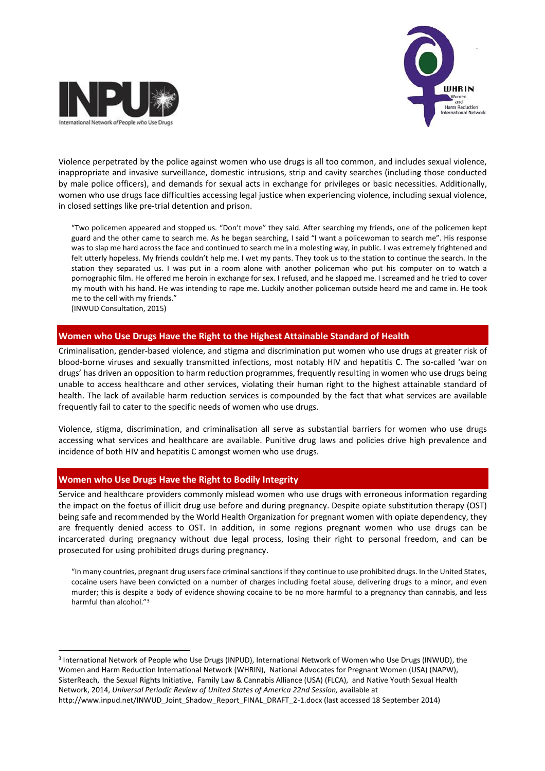Violence perpetrated by the police against women who use drugs is all too common, and includes sexual violence, inappropriate and invasive surveillance, domestic intrusions, strip and cavity searches (including those conducted by male police officers), and demands for sexual acts in exchange for privileges or basic necessities. Additionally, women who use drugs face difficulties accessing legal justice when experiencing violence, including sexual violence, in closed settings like pre-trial detention and prison.

> "Two policemen appeared and stopped us. "Don't move" they said. After searching my friends, one of the policemen kept guard and the other came to search me. As he began searching, I said "I want a policewoman to search me". His response was to slap me hard across the face and continued to search me in a molesting way, in public. I was extremely frightened and felt utterly hopeless. My friends couldn't help me. I wet my pants. They took us to the station to continue the search. In the station they separated us. I was put in a room alone with another policeman who put his computer on to watch a pornographic film. He offered me heroin in exchange for sex. I refused, and he slapped me. I screamed and he tried to cover my mouth with his hand. He was intending to rape me. Luckily another policeman outside heard me and came in. He took me to the cell with my friends."
> (INWUD Consultation, 2015)

## Women who Use Drugs Have the Right to the Highest Attainable Standard of Health

Criminalisation, gender-based violence, and stigma and discrimination put women who use drugs at greater risk of blood-borne viruses and sexually transmitted infections, most notably HIV and hepatitis C. The so-called 'war on drugs' has driven an opposition to harm reduction programmes, frequently resulting in women who use drugs being unable to access healthcare and other services, violating their human right to the highest attainable standard of health. The lack of available harm reduction services is compounded by the fact that what services are available frequently fail to cater to the specific needs of women who use drugs.

Violence, stigma, discrimination, and criminalisation all serve as substantial barriers for women who use drugs accessing what services and healthcare are available. Punitive drug laws and policies drive high prevalence and incidence of both HIV and hepatitis C amongst women who use drugs.

## Women who Use Drugs Have the Right to Bodily Integrity

Service and healthcare providers commonly mislead women who use drugs with erroneous information regarding the impact on the foetus of illicit drug use before and during pregnancy. Despite opiate substitution therapy (OST) being safe and recommended by the World Health Organization for pregnant women with opiate dependency, they are frequently denied access to OST. In addition, in some regions pregnant women who use drugs can be incarcerated during pregnancy without due legal process, losing their right to personal freedom, and can be prosecuted for using prohibited drugs during pregnancy.

> "In many countries, pregnant drug users face criminal sanctions if they continue to use prohibited drugs. In the United States, cocaine users have been convicted on a number of charges including foetal abuse, delivering drugs to a minor, and even murder; this is despite a body of evidence showing cocaine to be no more harmful to a pregnancy than cannabis, and less harmful than alcohol."[3]

---

[3] International Network of People who Use Drugs (INPUD), International Network of Women who Use Drugs (INWUD), the Women and Harm Reduction International Network (WHRIN), National Advocates for Pregnant Women (USA) (NAPW), SisterReach, the Sexual Rights Initiative, Family Law & Cannabis Alliance (USA) (FLCA), and Native Youth Sexual Health Network, 2014, *Universal Periodic Review of United States of America 22nd Session,* available at http://www.inpud.net/INWUD_Joint_Shadow_Report_FINAL_DRAFT_2-1.docx (last accessed 18 September 2014)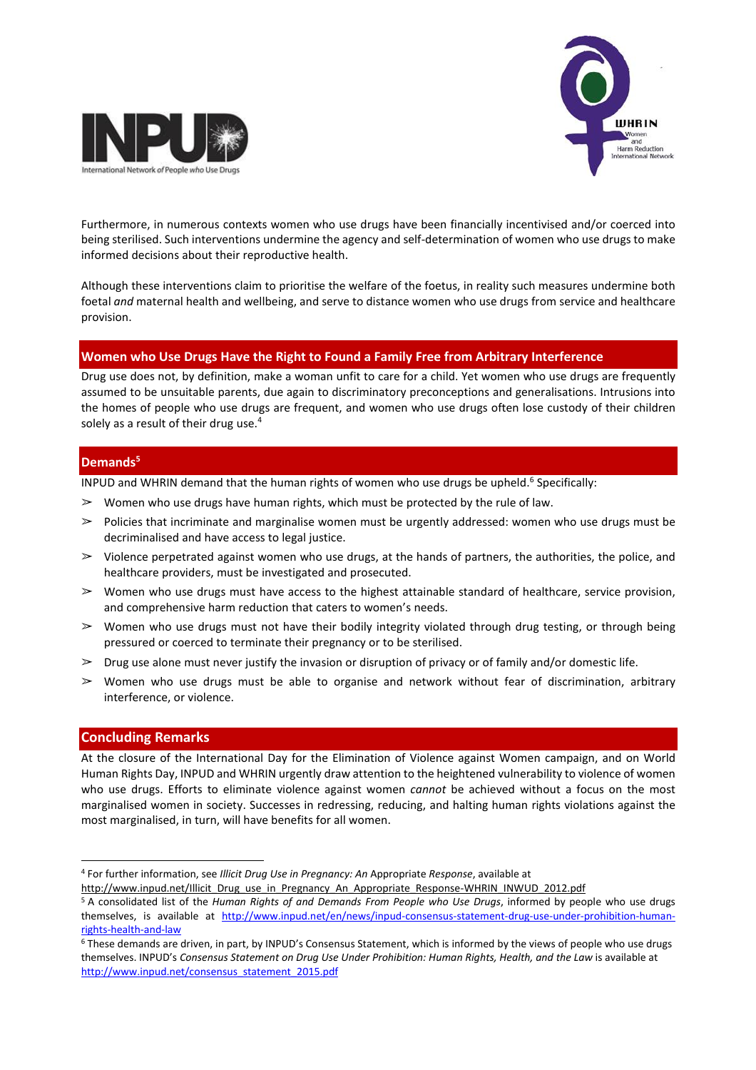Furthermore, in numerous contexts women who use drugs have been financially incentivised and/or coerced into being sterilised. Such interventions undermine the agency and self-determination of women who use drugs to make informed decisions about their reproductive health.

Although these interventions claim to prioritise the welfare of the foetus, in reality such measures undermine both foetal *and* maternal health and wellbeing, and serve to distance women who use drugs from service and healthcare provision.

## Women who Use Drugs Have the Right to Found a Family Free from Arbitrary Interference

Drug use does not, by definition, make a woman unfit to care for a child. Yet women who use drugs are frequently assumed to be unsuitable parents, due again to discriminatory preconceptions and generalisations. Intrusions into the homes of people who use drugs are frequent, and women who use drugs often lose custody of their children solely as a result of their drug use.[4]

## Demands[5]

INPUD and WHRIN demand that the human rights of women who use drugs be upheld.[6] Specifically:

- Women who use drugs have human rights, which must be protected by the rule of law.
- Policies that incriminate and marginalise women must be urgently addressed: women who use drugs must be decriminalised and have access to legal justice.
- Violence perpetrated against women who use drugs, at the hands of partners, the authorities, the police, and healthcare providers, must be investigated and prosecuted.
- Women who use drugs must have access to the highest attainable standard of healthcare, service provision, and comprehensive harm reduction that caters to women's needs.
- Women who use drugs must not have their bodily integrity violated through drug testing, or through being pressured or coerced to terminate their pregnancy or to be sterilised.
- Drug use alone must never justify the invasion or disruption of privacy or of family and/or domestic life.
- Women who use drugs must be able to organise and network without fear of discrimination, arbitrary interference, or violence.

## Concluding Remarks

At the closure of the International Day for the Elimination of Violence against Women campaign, and on World Human Rights Day, INPUD and WHRIN urgently draw attention to the heightened vulnerability to violence of women who use drugs. Efforts to eliminate violence against women *cannot* be achieved without a focus on the most marginalised women in society. Successes in redressing, reducing, and halting human rights violations against the most marginalised, in turn, will have benefits for all women.

---

[4] For further information, see *Illicit Drug Use in Pregnancy: An* Appropriate *Response*, available at http://www.inpud.net/Illicit_Drug_use_in_Pregnancy_An_Appropriate_Response-WHRIN_INWUD_2012.pdf

[5] A consolidated list of the *Human Rights of and Demands From People who Use Drugs*, informed by people who use drugs themselves, is available at http://www.inpud.net/en/news/inpud-consensus-statement-drug-use-under-prohibition-human-rights-health-and-law

[6] These demands are driven, in part, by INPUD's Consensus Statement, which is informed by the views of people who use drugs themselves. INPUD's *Consensus Statement on Drug Use Under Prohibition: Human Rights, Health, and the Law* is available at http://www.inpud.net/consensus_statement_2015.pdf